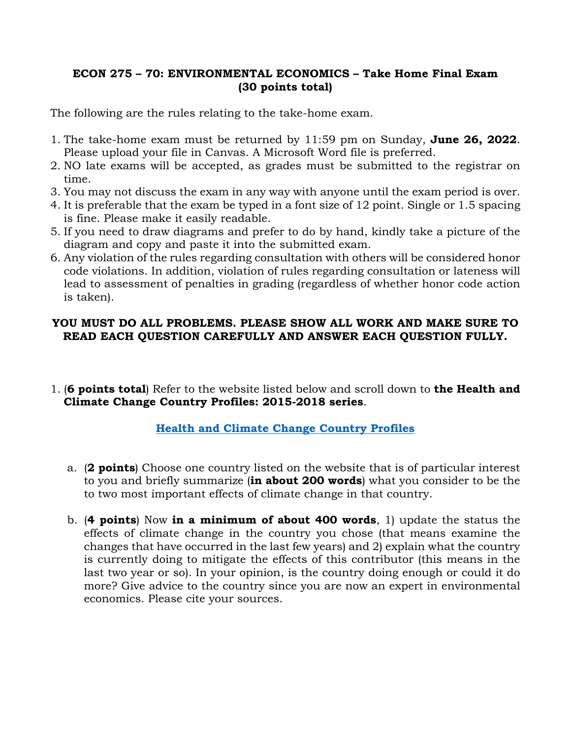**ECON 275 – 70: ENVIRONMENTAL ECONOMICS – Take Home Final Exam**
**(30 points total)**

The following are the rules relating to the take-home exam.

1. The take-home exam must be returned by 11:59 pm on Sunday, **June 26, 2022**. Please upload your file in Canvas. A Microsoft Word file is preferred.
2. NO late exams will be accepted, as grades must be submitted to the registrar on time.
3. You may not discuss the exam in any way with anyone until the exam period is over.
4. It is preferable that the exam be typed in a font size of 12 point. Single or 1.5 spacing is fine. Please make it easily readable.
5. If you need to draw diagrams and prefer to do by hand, kindly take a picture of the diagram and copy and paste it into the submitted exam.
6. Any violation of the rules regarding consultation with others will be considered honor code violations. In addition, violation of rules regarding consultation or lateness will lead to assessment of penalties in grading (regardless of whether honor code action is taken).

**YOU MUST DO ALL PROBLEMS. PLEASE SHOW ALL WORK AND MAKE SURE TO READ EACH QUESTION CAREFULLY AND ANSWER EACH QUESTION FULLY.**

1. (**6 points total**) Refer to the website listed below and scroll down to **the Health and Climate Change Country Profiles: 2015-2018 series**.

   **Health and Climate Change Country Profiles**

   a. (**2 points**) Choose one country listed on the website that is of particular interest to you and briefly summarize (**in about 200 words**) what you consider to be the to two most important effects of climate change in that country.

   b. (**4 points**) Now **in a minimum of about 400 words**, 1) update the status the effects of climate change in the country you chose (that means examine the changes that have occurred in the last few years) and 2) explain what the country is currently doing to mitigate the effects of this contributor (this means in the last two year or so). In your opinion, is the country doing enough or could it do more? Give advice to the country since you are now an expert in environmental economics. Please cite your sources.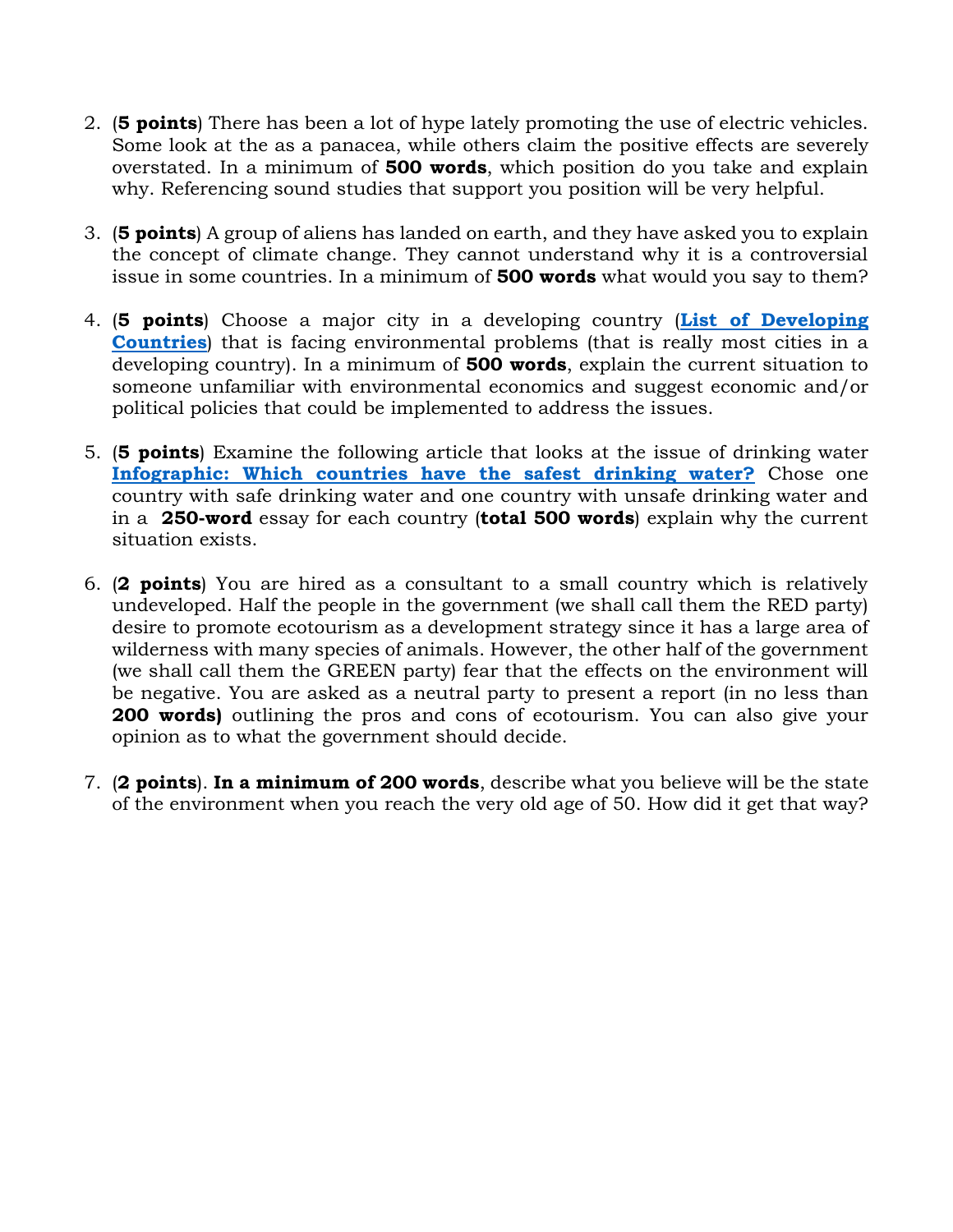2. (**5 points**) There has been a lot of hype lately promoting the use of electric vehicles. Some look at the as a panacea, while others claim the positive effects are severely overstated. In a minimum of **500 words**, which position do you take and explain why. Referencing sound studies that support you position will be very helpful.

3. (**5 points**) A group of aliens has landed on earth, and they have asked you to explain the concept of climate change. They cannot understand why it is a controversial issue in some countries. In a minimum of **500 words** what would you say to them?

4. (**5 points**) Choose a major city in a developing country (**List of Developing Countries**) that is facing environmental problems (that is really most cities in a developing country). In a minimum of **500 words**, explain the current situation to someone unfamiliar with environmental economics and suggest economic and/or political policies that could be implemented to address the issues.

5. (**5 points**) Examine the following article that looks at the issue of drinking water **Infographic: Which countries have the safest drinking water?** Chose one country with safe drinking water and one country with unsafe drinking water and in a **250-word** essay for each country (**total 500 words**) explain why the current situation exists.

6. (**2 points**) You are hired as a consultant to a small country which is relatively undeveloped. Half the people in the government (we shall call them the RED party) desire to promote ecotourism as a development strategy since it has a large area of wilderness with many species of animals. However, the other half of the government (we shall call them the GREEN party) fear that the effects on the environment will be negative. You are asked as a neutral party to present a report (in no less than **200 words)** outlining the pros and cons of ecotourism. You can also give your opinion as to what the government should decide.

7. (**2 points**). **In a minimum of 200 words**, describe what you believe will be the state of the environment when you reach the very old age of 50. How did it get that way?